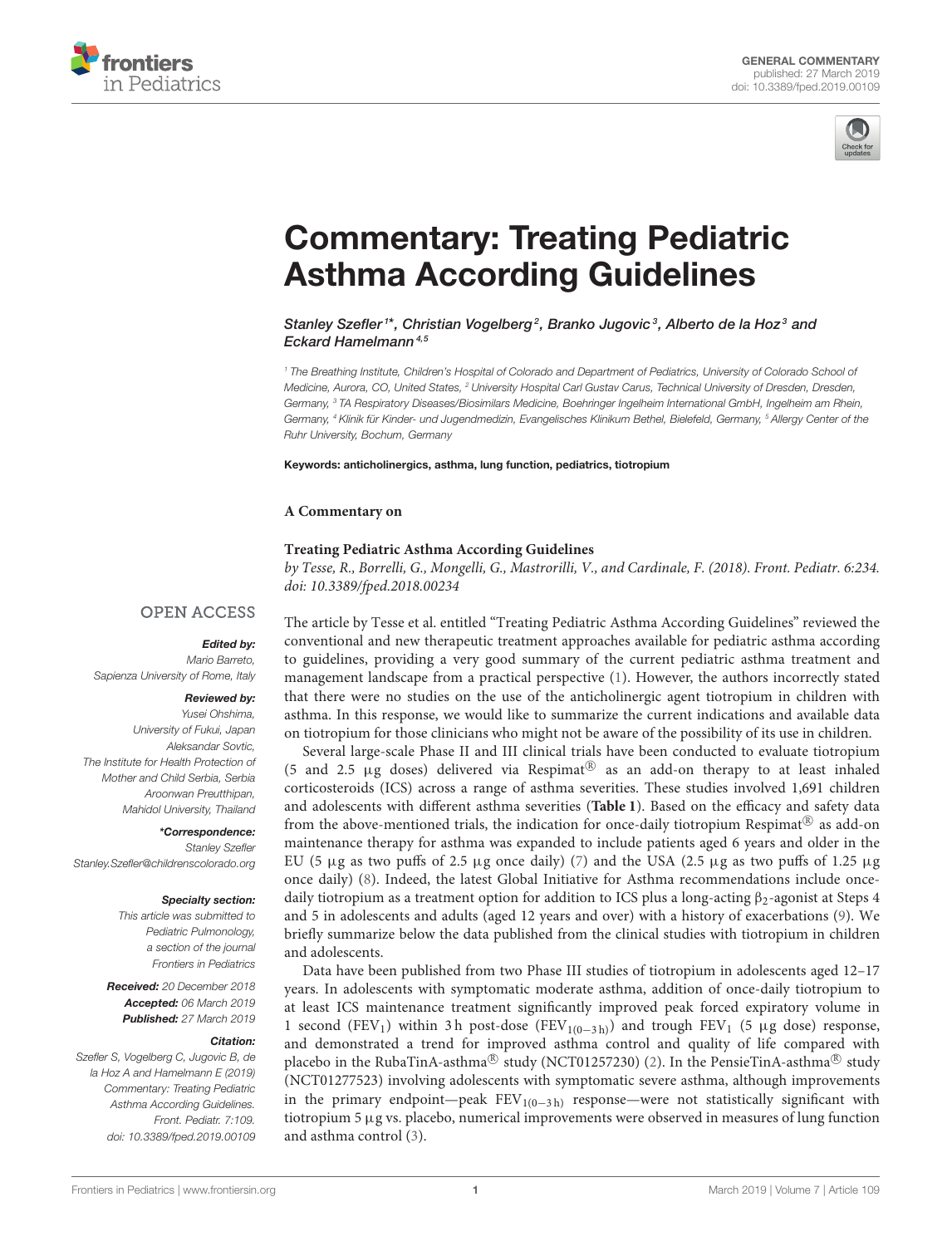GENERAL COMMENTARY
published: 27 March 2019
doi: 10.3389/fped.2019.00109

# Commentary: Treating Pediatric Asthma According Guidelines

*Stanley Szefler[1]\*, Christian Vogelberg[2], Branko Jugovic[3], Alberto de la Hoz[3] and Eckard Hamelmann[4,5]*

*[1] The Breathing Institute, Children's Hospital of Colorado and Department of Pediatrics, University of Colorado School of Medicine, Aurora, CO, United States, [2] University Hospital Carl Gustav Carus, Technical University of Dresden, Dresden, Germany, [3] TA Respiratory Diseases/Biosimilars Medicine, Boehringer Ingelheim International GmbH, Ingelheim am Rhein, Germany, [4] Klinik für Kinder- und Jugendmedizin, Evangelisches Klinikum Bethel, Bielefeld, Germany, [5] Allergy Center of the Ruhr University, Bochum, Germany*

**Keywords:** anticholinergics, asthma, lung function, pediatrics, tiotropium

**A Commentary on**

**Treating Pediatric Asthma According Guidelines**

*by Tesse, R., Borrelli, G., Mongelli, G., Mastrorilli, V., and Cardinale, F. (2018). Front. Pediatr. 6:234. doi: 10.3389/fped.2018.00234*

OPEN ACCESS

***Edited by:***
*Mario Barreto, Sapienza University of Rome, Italy*

***Reviewed by:***
*Yusei Ohshima, University of Fukui, Japan*
*Aleksandar Sovtic, The Institute for Health Protection of Mother and Child Serbia, Serbia*
*Aroonwan Preutthipan, Mahidol University, Thailand*

***\*Correspondence:***
*Stanley Szefler*
*Stanley.Szefler@childrenscolorado.org*

***Specialty section:***
*This article was submitted to Pediatric Pulmonology, a section of the journal Frontiers in Pediatrics*

***Received:*** *20 December 2018*
***Accepted:*** *06 March 2019*
***Published:*** *27 March 2019*

***Citation:***
*Szefler S, Vogelberg C, Jugovic B, de la Hoz A and Hamelmann E (2019) Commentary: Treating Pediatric Asthma According Guidelines. Front. Pediatr. 7:109. doi: 10.3389/fped.2019.00109*

The article by Tesse et al. entitled "Treating Pediatric Asthma According Guidelines" reviewed the conventional and new therapeutic treatment approaches available for pediatric asthma according to guidelines, providing a very good summary of the current pediatric asthma treatment and management landscape from a practical perspective (1). However, the authors incorrectly stated that there were no studies on the use of the anticholinergic agent tiotropium in children with asthma. In this response, we would like to summarize the current indications and available data on tiotropium for those clinicians who might not be aware of the possibility of its use in children.

Several large-scale Phase II and III clinical trials have been conducted to evaluate tiotropium (5 and 2.5 μg doses) delivered via Respimat® as an add-on therapy to at least inhaled corticosteroids (ICS) across a range of asthma severities. These studies involved 1,691 children and adolescents with different asthma severities (**Table 1**). Based on the efficacy and safety data from the above-mentioned trials, the indication for once-daily tiotropium Respimat® as add-on maintenance therapy for asthma was expanded to include patients aged 6 years and older in the EU (5 μg as two puffs of 2.5 μg once daily) (7) and the USA (2.5 μg as two puffs of 1.25 μg once daily) (8). Indeed, the latest Global Initiative for Asthma recommendations include once-daily tiotropium as a treatment option for addition to ICS plus a long-acting $\beta_2$-agonist at Steps 4 and 5 in adolescents and adults (aged 12 years and over) with a history of exacerbations (9). We briefly summarize below the data published from the clinical studies with tiotropium in children and adolescents.

Data have been published from two Phase III studies of tiotropium in adolescents aged 12–17 years. In adolescents with symptomatic moderate asthma, addition of once-daily tiotropium to at least ICS maintenance treatment significantly improved peak forced expiratory volume in 1 second ($FEV_1$) within 3 h post-dose ($FEV_{1(0-3\,h)}$) and trough $FEV_1$ (5 μg dose) response, and demonstrated a trend for improved asthma control and quality of life compared with placebo in the RubaTinA-asthma® study (NCT01257230) (2). In the PensieTinA-asthma® study (NCT01277523) involving adolescents with symptomatic severe asthma, although improvements in the primary endpoint—peak $FEV_{1(0-3\,h)}$ response—were not statistically significant with tiotropium 5 μg vs. placebo, numerical improvements were observed in measures of lung function and asthma control (3).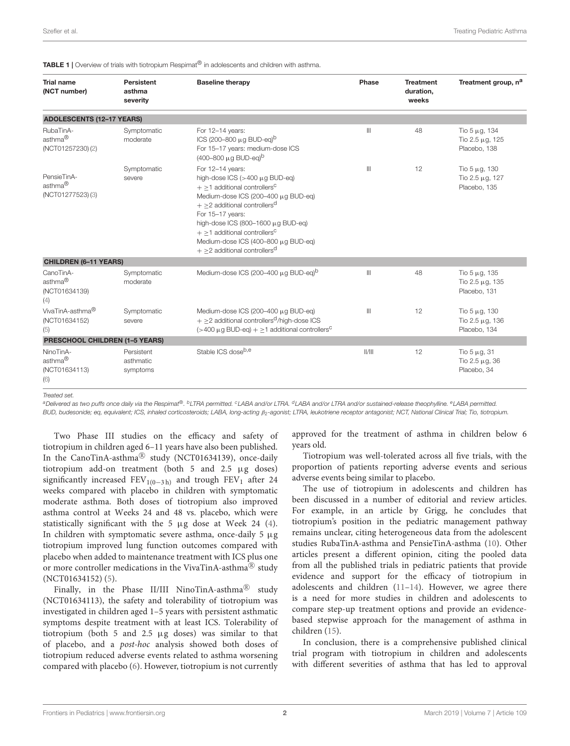**TABLE 1 |** Overview of trials with tiotropium Respimat® in adolescents and children with asthma.

| Trial name (NCT number) | Persistent asthma severity | Baseline therapy | Phase | Treatment duration, weeks | Treatment group, n[a] |
|---|---|---|---|---|---|
| **ADOLESCENTS (12–17 YEARS)** | | | | | |
| RubaTinA-asthma® (NCT01257230) (2) | Symptomatic moderate | For 12–14 years: ICS (200–800 μg BUD-eq)[b] For 15–17 years: medium-dose ICS (400–800 μg BUD-eq)[b] | III | 48 | Tio 5 μg, 134 Tio 2.5 μg, 125 Placebo, 138 |
| PensieTinA-asthma® (NCT01277523) (3) | Symptomatic severe | For 12–14 years: high-dose ICS (>400 μg BUD-eq) + ≥1 additional controllers[c] Medium-dose ICS (200–400 μg BUD-eq) + ≥2 additional controllers[d] For 15–17 years: high-dose ICS (800–1600 μg BUD-eq) + ≥1 additional controllers[c] Medium-dose ICS (400–800 μg BUD-eq) + ≥2 additional controllers[d] | III | 12 | Tio 5 μg, 130 Tio 2.5 μg, 127 Placebo, 135 |
| **CHILDREN (6–11 YEARS)** | | | | | |
| CanoTinA-asthma® (NCT01634139) (4) | Symptomatic moderate | Medium-dose ICS (200–400 μg BUD-eq)[b] | III | 48 | Tio 5 μg, 135 Tio 2.5 μg, 135 Placebo, 131 |
| VivaTinA-asthma® (NCT01634152) (5) | Symptomatic severe | Medium-dose ICS (200–400 μg BUD-eq) + ≥2 additional controllers[d]/high-dose ICS (>400 μg BUD-eq) + ≥1 additional controllers[c] | III | 12 | Tio 5 μg, 130 Tio 2.5 μg, 136 Placebo, 134 |
| **PRESCHOOL CHILDREN (1–5 YEARS)** | | | | | |
| NinoTinA-asthma® (NCT01634113) (6) | Persistent asthmatic symptoms | Stable ICS dose[b,e] | II/III | 12 | Tio 5 μg, 31 Tio 2.5 μg, 36 Placebo, 34 |

*Treated set.*

[a]Delivered as two puffs once daily via the Respimat®. [b]LTRA permitted. [c]LABA and/or LTRA. [d]LABA and/or LTRA and/or sustained-release theophylline. [e]LABA permitted.
BUD, budesonide; eq, equivalent; ICS, inhaled corticosteroids; LABA, long-acting $\beta_2$-agonist; LTRA, leukotriene receptor antagonist; NCT, National Clinical Trial; Tio, tiotropium.

Two Phase III studies on the efficacy and safety of tiotropium in children aged 6–11 years have also been published. In the CanoTinA-asthma® study (NCT01634139), once-daily tiotropium add-on treatment (both 5 and 2.5 μg doses) significantly increased $FEV_{1(0-3\,h)}$ and trough $FEV_1$ after 24 weeks compared with placebo in children with symptomatic moderate asthma. Both doses of tiotropium also improved asthma control at Weeks 24 and 48 vs. placebo, which were statistically significant with the 5 μg dose at Week 24 (4). In children with symptomatic severe asthma, once-daily 5 μg tiotropium improved lung function outcomes compared with placebo when added to maintenance treatment with ICS plus one or more controller medications in the VivaTinA-asthma® study (NCT01634152) (5).

Finally, in the Phase II/III NinoTinA-asthma® study (NCT01634113), the safety and tolerability of tiotropium was investigated in children aged 1–5 years with persistent asthmatic symptoms despite treatment with at least ICS. Tolerability of tiotropium (both 5 and 2.5 μg doses) was similar to that of placebo, and a *post-hoc* analysis showed both doses of tiotropium reduced adverse events related to asthma worsening compared with placebo (6). However, tiotropium is not currently approved for the treatment of asthma in children below 6 years old.

Tiotropium was well-tolerated across all five trials, with the proportion of patients reporting adverse events and serious adverse events being similar to placebo.

The use of tiotropium in adolescents and children has been discussed in a number of editorial and review articles. For example, in an article by Grigg, he concludes that tiotropium's position in the pediatric management pathway remains unclear, citing heterogeneous data from the adolescent studies RubaTinA-asthma and PensieTinA-asthma (10). Other articles present a different opinion, citing the pooled data from all the published trials in pediatric patients that provide evidence and support for the efficacy of tiotropium in adolescents and children (11–14). However, we agree there is a need for more studies in children and adolescents to compare step-up treatment options and provide an evidence-based stepwise approach for the management of asthma in children (15).

In conclusion, there is a comprehensive published clinical trial program with tiotropium in children and adolescents with different severities of asthma that has led to approval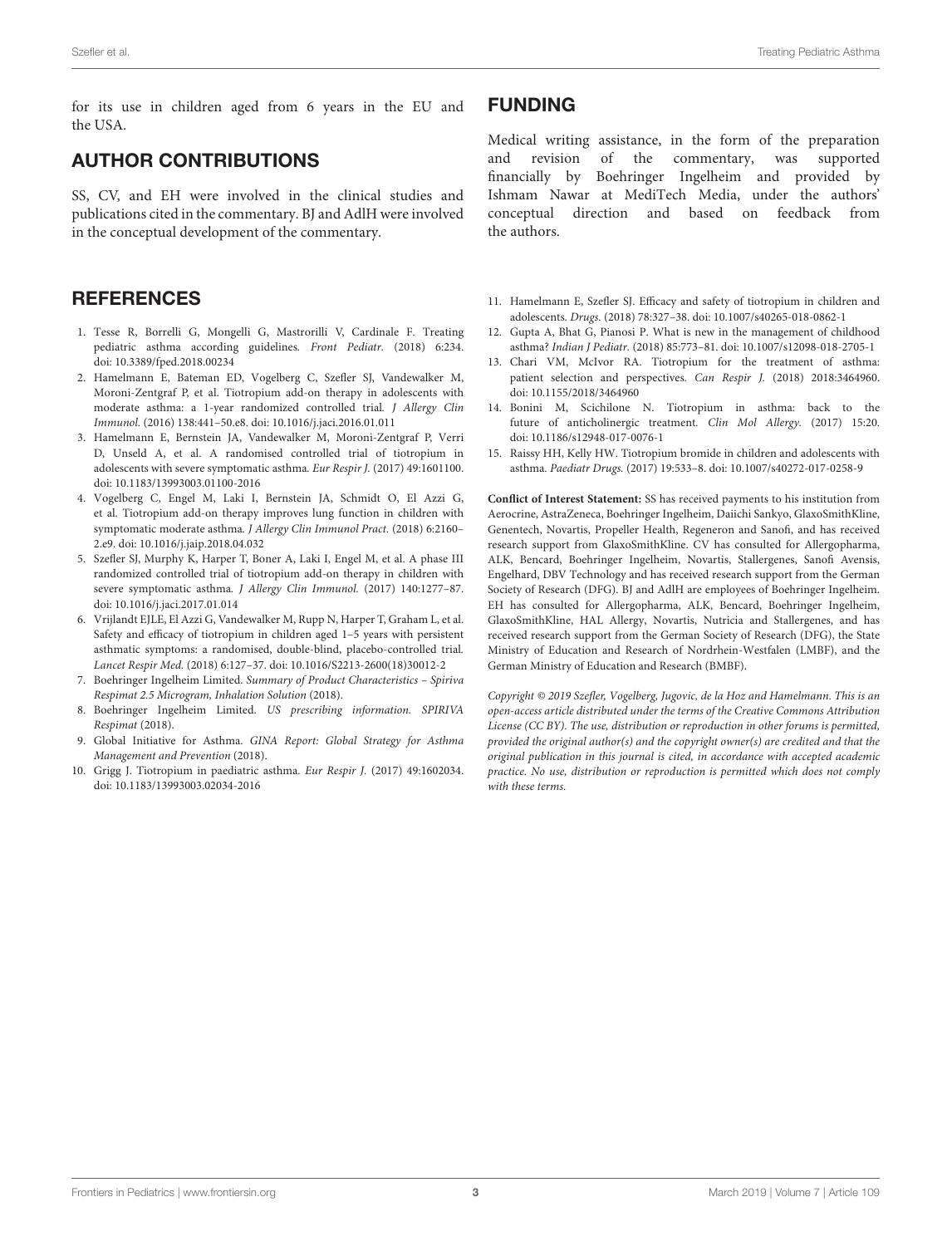for its use in children aged from 6 years in the EU and the USA.

## AUTHOR CONTRIBUTIONS

SS, CV, and EH were involved in the clinical studies and publications cited in the commentary. BJ and AdlH were involved in the conceptual development of the commentary.

## FUNDING

Medical writing assistance, in the form of the preparation and revision of the commentary, was supported financially by Boehringer Ingelheim and provided by Ishmam Nawar at MediTech Media, under the authors' conceptual direction and based on feedback from the authors.

## REFERENCES

1. Tesse R, Borrelli G, Mongelli G, Mastrorilli V, Cardinale F. Treating pediatric asthma according guidelines. *Front Pediatr.* (2018) 6:234. doi: 10.3389/fped.2018.00234
2. Hamelmann E, Bateman ED, Vogelberg C, Szefler SJ, Vandewalker M, Moroni-Zentgraf P, et al. Tiotropium add-on therapy in adolescents with moderate asthma: a 1-year randomized controlled trial. *J Allergy Clin Immunol.* (2016) 138:441–50.e8. doi: 10.1016/j.jaci.2016.01.011
3. Hamelmann E, Bernstein JA, Vandewalker M, Moroni-Zentgraf P, Verri D, Unseld A, et al. A randomised controlled trial of tiotropium in adolescents with severe symptomatic asthma. *Eur Respir J.* (2017) 49:1601100. doi: 10.1183/13993003.01100-2016
4. Vogelberg C, Engel M, Laki I, Bernstein JA, Schmidt O, El Azzi G, et al. Tiotropium add-on therapy improves lung function in children with symptomatic moderate asthma. *J Allergy Clin Immunol Pract.* (2018) 6:2160–2.e9. doi: 10.1016/j.jaip.2018.04.032
5. Szefler SJ, Murphy K, Harper T, Boner A, Laki I, Engel M, et al. A phase III randomized controlled trial of tiotropium add-on therapy in children with severe symptomatic asthma. *J Allergy Clin Immunol.* (2017) 140:1277–87. doi: 10.1016/j.jaci.2017.01.014
6. Vrijlandt EJLE, El Azzi G, Vandewalker M, Rupp N, Harper T, Graham L, et al. Safety and efficacy of tiotropium in children aged 1–5 years with persistent asthmatic symptoms: a randomised, double-blind, placebo-controlled trial. *Lancet Respir Med.* (2018) 6:127–37. doi: 10.1016/S2213-2600(18)30012-2
7. Boehringer Ingelheim Limited. *Summary of Product Characteristics – Spiriva Respimat 2.5 Microgram, Inhalation Solution* (2018).
8. Boehringer Ingelheim Limited. *US prescribing information. SPIRIVA Respimat* (2018).
9. Global Initiative for Asthma. *GINA Report: Global Strategy for Asthma Management and Prevention* (2018).
10. Grigg J. Tiotropium in paediatric asthma. *Eur Respir J.* (2017) 49:1602034. doi: 10.1183/13993003.02034-2016
11. Hamelmann E, Szefler SJ. Efficacy and safety of tiotropium in children and adolescents. *Drugs.* (2018) 78:327–38. doi: 10.1007/s40265-018-0862-1
12. Gupta A, Bhat G, Pianosi P. What is new in the management of childhood asthma? *Indian J Pediatr.* (2018) 85:773–81. doi: 10.1007/s12098-018-2705-1
13. Chari VM, McIvor RA. Tiotropium for the treatment of asthma: patient selection and perspectives. *Can Respir J.* (2018) 2018:3464960. doi: 10.1155/2018/3464960
14. Bonini M, Scichilone N. Tiotropium in asthma: back to the future of anticholinergic treatment. *Clin Mol Allergy.* (2017) 15:20. doi: 10.1186/s12948-017-0076-1
15. Raissy HH, Kelly HW. Tiotropium bromide in children and adolescents with asthma. *Paediatr Drugs.* (2017) 19:533–8. doi: 10.1007/s40272-017-0258-9

**Conflict of Interest Statement:** SS has received payments to his institution from Aerocrine, AstraZeneca, Boehringer Ingelheim, Daiichi Sankyo, GlaxoSmithKline, Genentech, Novartis, Propeller Health, Regeneron and Sanofi, and has received research support from GlaxoSmithKline. CV has consulted for Allergopharma, ALK, Bencard, Boehringer Ingelheim, Novartis, Stallergenes, Sanofi Avensis, Engelhard, DBV Technology and has received research support from the German Society of Research (DFG). BJ and AdlH are employees of Boehringer Ingelheim. EH has consulted for Allergopharma, ALK, Bencard, Boehringer Ingelheim, GlaxoSmithKline, HAL Allergy, Novartis, Nutricia and Stallergenes, and has received research support from the German Society of Research (DFG), the State Ministry of Education and Research of Nordrhein-Westfalen (LMBF), and the German Ministry of Education and Research (BMBF).

*Copyright © 2019 Szefler, Vogelberg, Jugovic, de la Hoz and Hamelmann. This is an open-access article distributed under the terms of the Creative Commons Attribution License (CC BY). The use, distribution or reproduction in other forums is permitted, provided the original author(s) and the copyright owner(s) are credited and that the original publication in this journal is cited, in accordance with accepted academic practice. No use, distribution or reproduction is permitted which does not comply with these terms.*